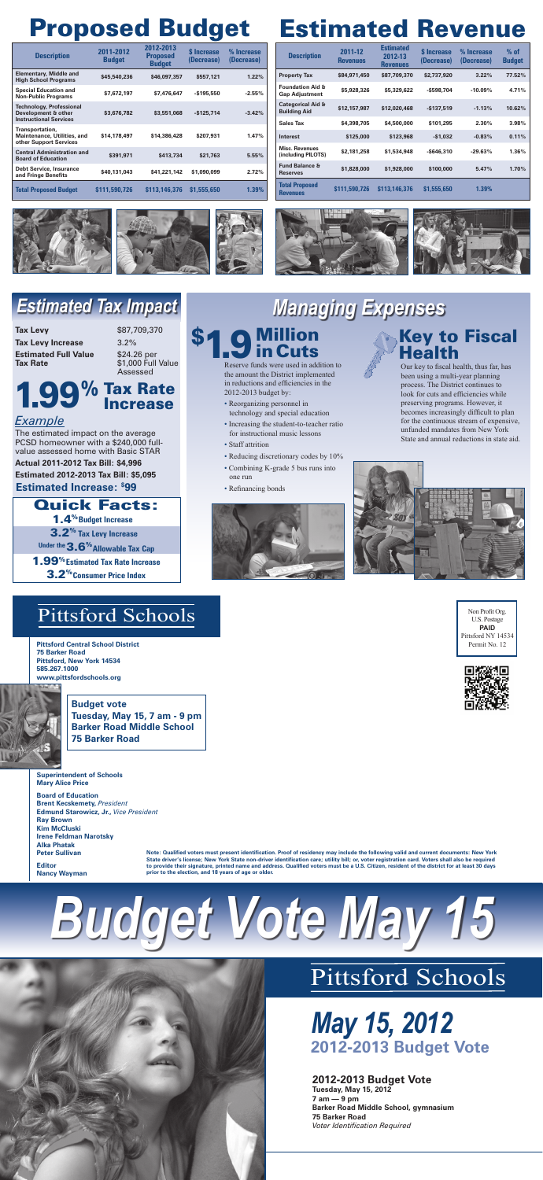# Proposed Budget

| Description | 2011-2012 Budget | 2012-2013 Proposed Budget | $ Increase (Decrease) | % Increase (Decrease) |
|---|---|---|---|---|
| Elementary, Middle and High School Programs | $45,540,236 | $46,097,357 | $557,121 | 1.22% |
| Special Education and Non-Public Programs | $7,672,197 | $7,476,647 | -$195,550 | -2.55% |
| Technology, Professional Development & other Instructional Services | $3,676,782 | $3,551,068 | -$125,714 | -3.42% |
| Transportation, Maintenance, Utilities, and other Support Services | $14,178,497 | $14,386,428 | $207,931 | 1.47% |
| Central Administration and Board of Education | $391,971 | $413,734 | $21,763 | 5.55% |
| Debt Service, Insurance and Fringe Benefits | $40,131,043 | $41,221,142 | $1,090,099 | 2.72% |
| Total Proposed Budget | $111,590,726 | $113,146,376 | $1,555,650 | 1.39% |

# Estimated Revenue

| Description | 2011-12 Revenues | Estimated 2012-13 Revenues | $ Increase (Decrease) | % Increase (Decrease) | % of Budget |
|---|---|---|---|---|---|
| Property Tax | $84,971,450 | $87,709,370 | $2,737,920 | 3.22% | 77.52% |
| Foundation Aid & Gap Adjustment | $5,928,326 | $5,329,622 | -$598,704 | -10.09% | 4.71% |
| Categorical Aid & Building Aid | $12,157,987 | $12,020,468 | -$137,519 | -1.13% | 10.62% |
| Sales Tax | $4,398,705 | $4,500,000 | $101,295 | 2.30% | 3.98% |
| Interest | $125,000 | $123,968 | -$1,032 | -0.83% | 0.11% |
| Misc. Revenues (including PILOTS) | $2,181,258 | $1,534,948 | -$646,310 | -29.63% | 1.36% |
| Fund Balance & Reserves | $1,828,000 | $1,928,000 | $100,000 | 5.47% | 1.70% |
| Total Proposed Revenues | $111,590,726 | $113,146,376 | $1,555,650 | 1.39% | |

## Estimated Tax Impact

**Tax Levy** $87,709,370

**Tax Levy Increase** 3.2%

**Estimated Full Value Tax Rate** $24.26 per $1,000 Full Value Assessed

# 1.99% Tax Rate Increase

*Example*

The estimated impact on the average PCSD homeowner with a $240,000 full-value assessed home with Basic STAR

**Actual 2011-2012 Tax Bill: $4,996**

**Estimated 2012-2013 Tax Bill: $5,095**

**Estimated Increase: $99**

### Quick Facts:

- **1.4%** Budget Increase
- **3.2%** Tax Levy Increase
- Under the **3.6%** Allowable Tax Cap
- **1.99%** Estimated Tax Rate Increase
- **3.2%** Consumer Price Index

## Managing Expenses

### $1.9 Million in Cuts

Reserve funds were used in addition to the amount the District implemented in reductions and efficiencies in the 2012-2013 budget by:

- Reorganizing personnel in technology and special education
- Increasing the student-to-teacher ratio for instructional music lessons
- Staff attrition
- Reducing discretionary codes by 10%
- Combining K-grade 5 bus runs into one run
- Refinancing bonds

### Key to Fiscal Health

Our key to fiscal health, thus far, has been using a multi-year planning process. The District continues to look for cuts and efficiencies while preserving programs. However, it becomes increasingly difficult to plan for the continuous stream of expensive, unfunded mandates from New York State and annual reductions in state aid.

## Pittsford Schools

**Pittsford Central School District**
**75 Barker Road**
**Pittsford, New York 14534**
**585.267.1000**
**www.pittsfordschools.org**

Non Profit Org.
U.S. Postage
PAID
Pittsford NY 14534
Permit No. 12

**Budget vote**
**Tuesday, May 15, 7 am - 9 pm**
**Barker Road Middle School**
**75 Barker Road**

**Superintendent of Schools**
**Mary Alice Price**

**Board of Education**
**Brent Kecskemety,** *President*
**Edmund Starowicz, Jr.,** *Vice President*
**Ray Brown**
**Kim McCluski**
**Irene Feldman Narotsky**
**Alka Phatak**
**Peter Sullivan**

**Editor**
**Nancy Wayman**

**Note: Qualified voters must present identification. Proof of residency may include the following valid and current documents: New York State driver's license; New York State non-driver identification care; utility bill; or, voter registration card. Voters shall also be required to provide their signature, printed name and address. Qualified voters must be a U.S. Citizen, resident of the district for at least 30 days prior to the election, and 18 years of age or older.**

# Budget Vote May 15

## Pittsford Schools

# *May 15, 2012*
## 2012-2013 Budget Vote

**2012-2013 Budget Vote**
**Tuesday, May 15, 2012**
**7 am — 9 pm**
**Barker Road Middle School, gymnasium**
**75 Barker Road**
*Voter Identification Required*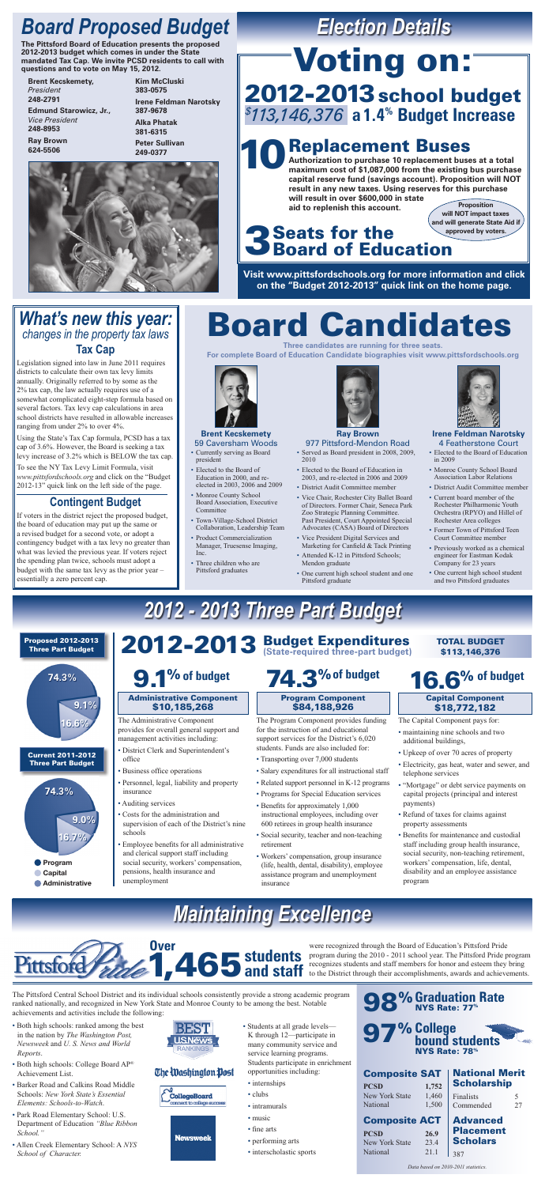# Board Proposed Budget

**The Pittsford Board of Education presents the proposed 2012-2013 budget which comes in under the State mandated Tax Cap. We invite PCSD residents to call with questions and to vote on May 15, 2012.**

**Brent Kecskemety,** *President* **248-2791**

**Edmund Starowicz, Jr.,** *Vice President* **248-8953**

**Ray Brown 624-5506**

**Kim McCluski 383-0575**

**Irene Feldman Narotsky 387-9678**

**Alka Phatak 381-6315**

**Peter Sullivan 249-0377**

# Election Details

# Voting on:

## 2012-2013 school budget

## $113,146,376 a 1.4% Budget Increase

## 10 Replacement Buses

**Authorization to purchase 10 replacement buses at a total maximum cost of $1,087,000 from the existing bus purchase capital reserve fund (savings account). Proposition will NOT result in any new taxes. Using reserves for this purchase will result in over $600,000 in state aid to replenish this account.**

**Proposition will NOT impact taxes and will generate State Aid if approved by voters.**

## 3 Seats for the Board of Education

**Visit www.pittsfordschools.org for more information and click on the "Budget 2012-2013" quick link on the home page.**

# What's new this year:

*changes in the property tax laws*

## Tax Cap

Legislation signed into law in June 2011 requires districts to calculate their own tax levy limits annually. Originally referred to by some as the 2% tax cap, the law actually requires use of a somewhat complicated eight-step formula based on several factors. Tax levy cap calculations in area school districts have resulted in allowable increases ranging from under 2% to over 4%.

Using the State's Tax Cap formula, PCSD has a tax cap of 3.6%. However, the Board is seeking a tax levy increase of 3.2% which is BELOW the tax cap.

To see the NY Tax Levy Limit Formula, visit *www.pittsfordschools.org* and click on the "Budget 2012-13" quick link on the left side of the page.

## Contingent Budget

If voters in the district reject the proposed budget, the board of education may put up the same or a revised budget for a second vote, or adopt a contingency budget with a tax levy no greater than what was levied the previous year. If voters reject the spending plan twice, schools must adopt a budget with the same tax levy as the prior year – essentially a zero percent cap.

# Board Candidates

**Three candidates are running for three seats.**
**For complete Board of Education Candidate biographies visit www.pittsfordschools.org**

**Brent Kecskemety**
59 Caversham Woods

- Currently serving as Board president
- Elected to the Board of Education in 2000, and re-elected in 2003, 2006 and 2009
- Monroe County School Board Association, Executive Committee
- Town-Village-School District Collaboration, Leadership Team
- Product Commercialization Manager, Truesense Imaging, Inc.
- Three children who are Pittsford graduates

**Ray Brown**
977 Pittsford-Mendon Road

- Served as Board president in 2008, 2009, 2010
- Elected to the Board of Education in 2003, and re-elected in 2006 and 2009
- District Audit Committee member
- Vice Chair, Rochester City Ballet Board of Directors. Former Chair, Seneca Park Zoo Strategic Planning Committee. Past President, Court Appointed Special Advocates (CASA) Board of Directors
- Vice President Digital Services and Marketing for Canfield & Tack Printing
- Attended K-12 in Pittsford Schools; Mendon graduate
- One current high school student and one Pittsford graduate

**Irene Feldman Narotsky**
4 Featherstone Court

- Elected to the Board of Education in 2009
- Monroe County School Board Association Labor Relations
- District Audit Committee member
- Current board member of the Rochester Philharmonic Youth Orchestra (RPYO) and Hillel of Rochester Area colleges
- Former Town of Pittsford Teen Court Committee member
- Previously worked as a chemical engineer for Eastman Kodak Company for 23 years
- One current high school student and two Pittsford graduates

# 2012 - 2013 Three Part Budget

**Proposed 2012-2013 Three Part Budget**

74.3%
9.1%
16.6%

**Current 2011-2012 Three Part Budget**

74.3%
9.0%
16.7%

Program
Capital
Administrative

# 2012-2013 Budget Expenditures (State-required three-part budget)

**TOTAL BUDGET $113,146,376**

## 9.1% of budget

### Administrative Component $10,185,268

The Administrative Component provides for overall general support and management activities including:

- District Clerk and Superintendent's office
- Business office operations
- Personnel, legal, liability and property insurance
- Auditing services
- Costs for the administration and supervision of each of the District's nine schools
- Employee benefits for all administrative and clerical support staff including social security, workers' compensation, pensions, health insurance and unemployment

## 74.3% of budget

### Program Component $84,188,926

The Program Component provides funding for the instruction of and educational support services for the District's 6,020 students. Funds are also included for:

- Transporting over 7,000 students
- Salary expenditures for all instructional staff
- Related support personnel in K-12 programs
- Programs for Special Education services
- Benefits for approximately 1,000 instructional employees, including over 600 retirees in group health insurance
- Social security, teacher and non-teaching retirement
- Workers' compensation, group insurance (life, health, dental, disability), employee assistance program and unemployment insurance

## 16.6% of budget

### Capital Component $18,772,182

The Capital Component pays for:

- maintaining nine schools and two additional buildings,
- Upkeep of over 70 acres of property
- Electricity, gas heat, water and sewer, and telephone services
- "Mortgage" or debt service payments on capital projects (principal and interest payments)
- Refund of taxes for claims against property assessments
- Benefits for maintenance and custodial staff including group health insurance, social security, non-teaching retirement, workers' compensation, life, dental, disability and an employee assistance program

# Maintaining Excellence

**Pittsford Pride — Over 1,465 students and staff** were recognized through the Board of Education's Pittsford Pride program during the 2010 - 2011 school year. The Pittsford Pride program recognizes students and staff members for honor and esteem they bring to the District through their accomplishments, awards and achievements.

The Pittsford Central School District and its individual schools consistently provide a strong academic program ranked nationally, and recognized in New York State and Monroe County to be among the best. Notable achievements and activities include the following:

- Both high schools: ranked among the best in the nation by *The Washington Post, Newsweek* and *U. S. News and World Reports*.
- Both high schools: College Board AP® Achievement List.
- Barker Road and Calkins Road Middle Schools: *New York State's Essential Elements: Schools-to-Watch*.
- Park Road Elementary School: U.S. Department of Education *"Blue Ribbon School."*
- Allen Creek Elementary School: A *NYS School of Character.*

- Students at all grade levels— K through 12—participate in many community service and service learning programs. Students participate in enrichment opportunities including:
  - internships
  - clubs
  - intramurals
  - music
  - fine arts
  - performing arts
  - interscholastic sports

## 98% Graduation Rate
NYS Rate: 77%

## 97% College bound students
NYS Rate: 78%

| Composite SAT | |
|---|---|
| PCSD | 1,752 |
| New York State | 1,460 |
| National | 1,500 |

| Composite ACT | |
|---|---|
| PCSD | 26.9 |
| New York State | 23.4 |
| National | 21.1 |

| National Merit Scholarship | |
|---|---|
| Finalists | 5 |
| Commended | 27 |

**Advanced Placement Scholars**
387

*Data based on 2010-2011 statistics.*